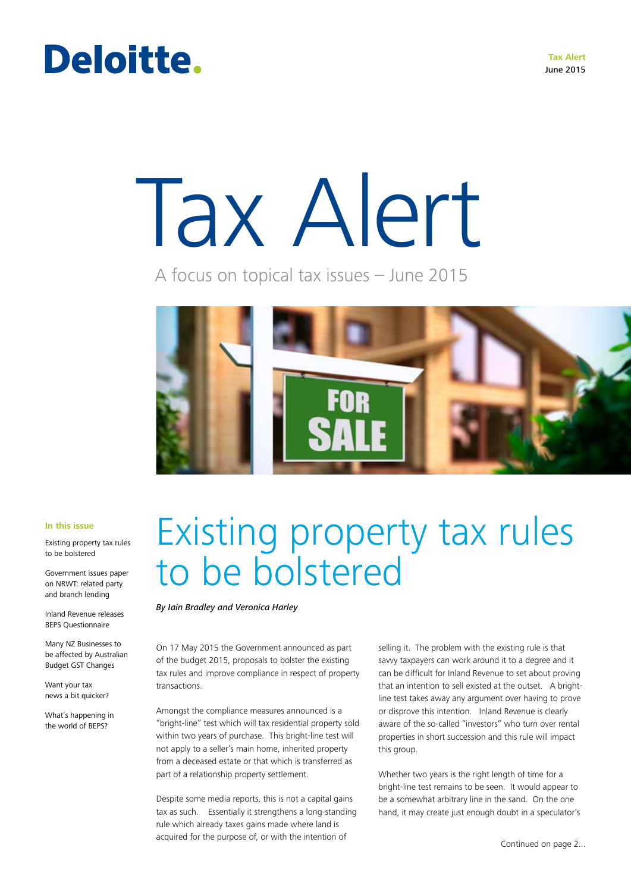Deloitte.

**Tax Alert**
June 2015

# Tax Alert

A focus on topical tax issues – June 2015

**In this issue**

Existing property tax rules to be bolstered

Government issues paper on NRWT: related party and branch lending

Inland Revenue releases BEPS Questionnaire

Many NZ Businesses to be affected by Australian Budget GST Changes

Want your tax news a bit quicker?

What's happening in the world of BEPS?

## Existing property tax rules to be bolstered

*By Iain Bradley and Veronica Harley*

On 17 May 2015 the Government announced as part of the budget 2015, proposals to bolster the existing tax rules and improve compliance in respect of property transactions.

Amongst the compliance measures announced is a "bright-line" test which will tax residential property sold within two years of purchase. This bright-line test will not apply to a seller's main home, inherited property from a deceased estate or that which is transferred as part of a relationship property settlement.

Despite some media reports, this is not a capital gains tax as such. Essentially it strengthens a long-standing rule which already taxes gains made where land is acquired for the purpose of, or with the intention of selling it. The problem with the existing rule is that savvy taxpayers can work around it to a degree and it can be difficult for Inland Revenue to set about proving that an intention to sell existed at the outset. A bright-line test takes away any argument over having to prove or disprove this intention. Inland Revenue is clearly aware of the so-called "investors" who turn over rental properties in short succession and this rule will impact this group.

Whether two years is the right length of time for a bright-line test remains to be seen. It would appear to be a somewhat arbitrary line in the sand. On the one hand, it may create just enough doubt in a speculator's

Continued on page 2...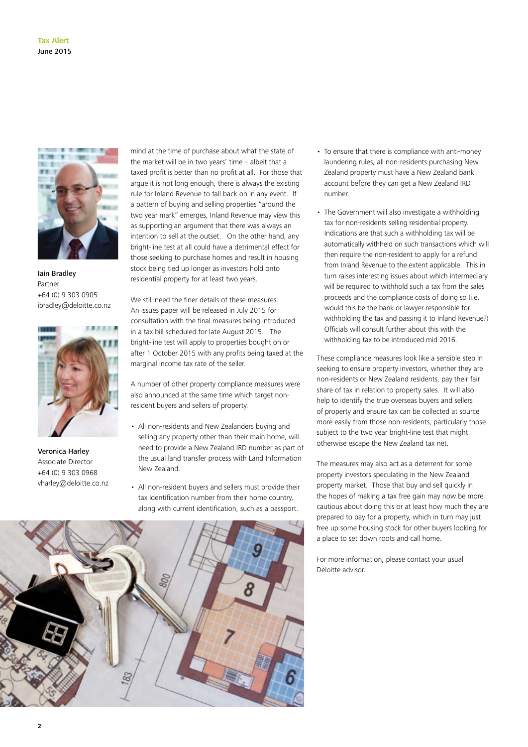Iain Bradley
Partner
+64 (0) 9 303 0905
ibradley@deloitte.co.nz

Veronica Harley
Associate Director
+64 (0) 9 303 0968
vharley@deloitte.co.nz

mind at the time of purchase about what the state of the market will be in two years' time – albeit that a taxed profit is better than no profit at all. For those that argue it is not long enough, there is always the existing rule for Inland Revenue to fall back on in any event. If a pattern of buying and selling properties "around the two year mark" emerges, Inland Revenue may view this as supporting an argument that there was always an intention to sell at the outset. On the other hand, any bright-line test at all could have a detrimental effect for those seeking to purchase homes and result in housing stock being tied up longer as investors hold onto residential property for at least two years.

We still need the finer details of these measures. An issues paper will be released in July 2015 for consultation with the final measures being introduced in a tax bill scheduled for late August 2015. The bright-line test will apply to properties bought on or after 1 October 2015 with any profits being taxed at the marginal income tax rate of the seller.

A number of other property compliance measures were also announced at the same time which target non-resident buyers and sellers of property.

- All non-residents and New Zealanders buying and selling any property other than their main home, will need to provide a New Zealand IRD number as part of the usual land transfer process with Land Information New Zealand.
- All non-resident buyers and sellers must provide their tax identification number from their home country, along with current identification, such as a passport.
- To ensure that there is compliance with anti-money laundering rules, all non-residents purchasing New Zealand property must have a New Zealand bank account before they can get a New Zealand IRD number.
- The Government will also investigate a withholding tax for non-residents selling residential property. Indications are that such a withholding tax will be automatically withheld on such transactions which will then require the non-resident to apply for a refund from Inland Revenue to the extent applicable. This in turn raises interesting issues about which intermediary will be required to withhold such a tax from the sales proceeds and the compliance costs of doing so (i.e. would this be the bank or lawyer responsible for withholding the tax and passing it to Inland Revenue?) Officials will consult further about this with the withholding tax to be introduced mid 2016.

These compliance measures look like a sensible step in seeking to ensure property investors, whether they are non-residents or New Zealand residents, pay their fair share of tax in relation to property sales. It will also help to identify the true overseas buyers and sellers of property and ensure tax can be collected at source more easily from those non-residents, particularly those subject to the two year bright-line test that might otherwise escape the New Zealand tax net.

The measures may also act as a deterrent for some property investors speculating in the New Zealand property market. Those that buy and sell quickly in the hopes of making a tax free gain may now be more cautious about doing this or at least how much they are prepared to pay for a property, which in turn may just free up some housing stock for other buyers looking for a place to set down roots and call home.

For more information, please contact your usual Deloitte advisor.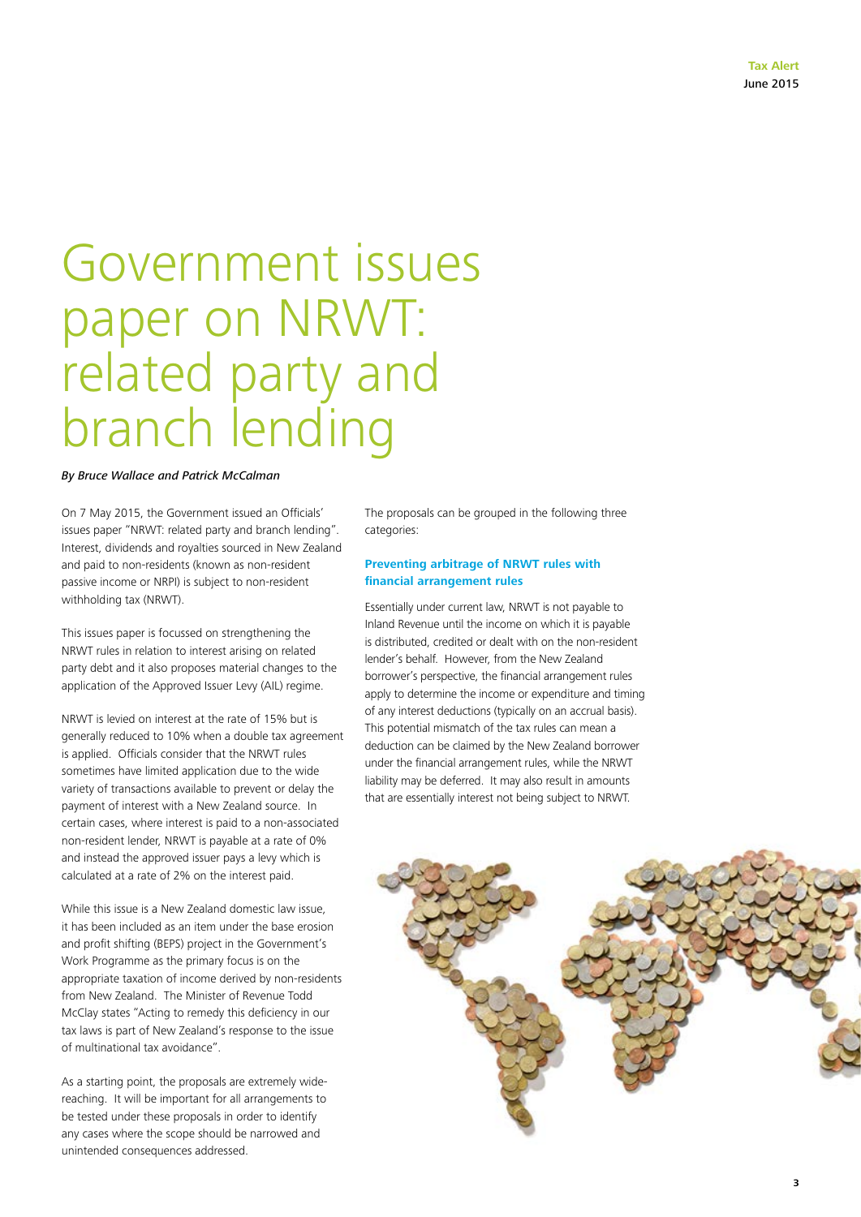# Government issues paper on NRWT: related party and branch lending

*By Bruce Wallace and Patrick McCalman*

On 7 May 2015, the Government issued an Officials' issues paper "NRWT: related party and branch lending". Interest, dividends and royalties sourced in New Zealand and paid to non-residents (known as non-resident passive income or NRPI) is subject to non-resident withholding tax (NRWT).

This issues paper is focussed on strengthening the NRWT rules in relation to interest arising on related party debt and it also proposes material changes to the application of the Approved Issuer Levy (AIL) regime.

NRWT is levied on interest at the rate of 15% but is generally reduced to 10% when a double tax agreement is applied. Officials consider that the NRWT rules sometimes have limited application due to the wide variety of transactions available to prevent or delay the payment of interest with a New Zealand source. In certain cases, where interest is paid to a non-associated non-resident lender, NRWT is payable at a rate of 0% and instead the approved issuer pays a levy which is calculated at a rate of 2% on the interest paid.

While this issue is a New Zealand domestic law issue, it has been included as an item under the base erosion and profit shifting (BEPS) project in the Government's Work Programme as the primary focus is on the appropriate taxation of income derived by non-residents from New Zealand. The Minister of Revenue Todd McClay states "Acting to remedy this deficiency in our tax laws is part of New Zealand's response to the issue of multinational tax avoidance".

As a starting point, the proposals are extremely wide-reaching. It will be important for all arrangements to be tested under these proposals in order to identify any cases where the scope should be narrowed and unintended consequences addressed.

The proposals can be grouped in the following three categories:

### Preventing arbitrage of NRWT rules with financial arrangement rules

Essentially under current law, NRWT is not payable to Inland Revenue until the income on which it is payable is distributed, credited or dealt with on the non-resident lender's behalf. However, from the New Zealand borrower's perspective, the financial arrangement rules apply to determine the income or expenditure and timing of any interest deductions (typically on an accrual basis). This potential mismatch of the tax rules can mean a deduction can be claimed by the New Zealand borrower under the financial arrangement rules, while the NRWT liability may be deferred. It may also result in amounts that are essentially interest not being subject to NRWT.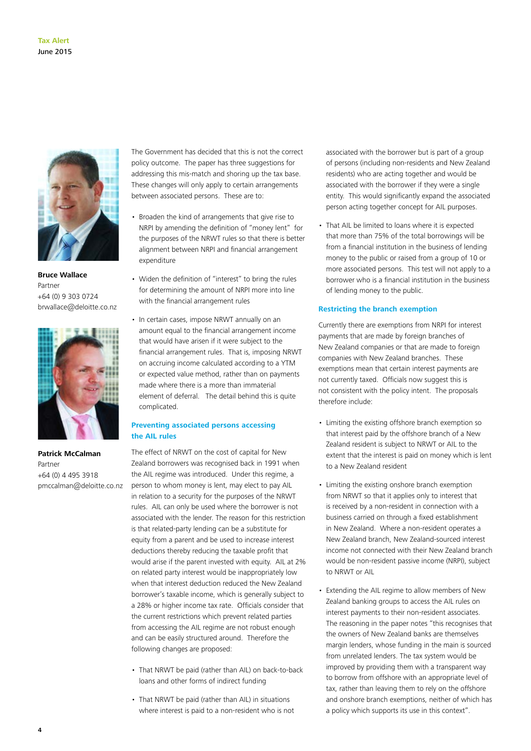**Bruce Wallace**
Partner
+64 (0) 9 303 0724
brwallace@deloitte.co.nz

**Patrick McCalman**
Partner
+64 (0) 4 495 3918
pmccalman@deloitte.co.nz

The Government has decided that this is not the correct policy outcome. The paper has three suggestions for addressing this mis-match and shoring up the tax base. These changes will only apply to certain arrangements between associated persons. These are to:

- Broaden the kind of arrangements that give rise to NRPI by amending the definition of "money lent" for the purposes of the NRWT rules so that there is better alignment between NRPI and financial arrangement expenditure
- Widen the definition of "interest" to bring the rules for determining the amount of NRPI more into line with the financial arrangement rules
- In certain cases, impose NRWT annually on an amount equal to the financial arrangement income that would have arisen if it were subject to the financial arrangement rules. That is, imposing NRWT on accruing income calculated according to a YTM or expected value method, rather than on payments made where there is a more than immaterial element of deferral. The detail behind this is quite complicated.

## Preventing associated persons accessing the AIL rules

The effect of NRWT on the cost of capital for New Zealand borrowers was recognised back in 1991 when the AIL regime was introduced. Under this regime, a person to whom money is lent, may elect to pay AIL in relation to a security for the purposes of the NRWT rules. AIL can only be used where the borrower is not associated with the lender. The reason for this restriction is that related-party lending can be a substitute for equity from a parent and be used to increase interest deductions thereby reducing the taxable profit that would arise if the parent invested with equity. AIL at 2% on related party interest would be inappropriately low when that interest deduction reduced the New Zealand borrower's taxable income, which is generally subject to a 28% or higher income tax rate. Officials consider that the current restrictions which prevent related parties from accessing the AIL regime are not robust enough and can be easily structured around. Therefore the following changes are proposed:

- That NRWT be paid (rather than AIL) on back-to-back loans and other forms of indirect funding
- That NRWT be paid (rather than AIL) in situations where interest is paid to a non-resident who is not associated with the borrower but is part of a group of persons (including non-residents and New Zealand residents) who are acting together and would be associated with the borrower if they were a single entity. This would significantly expand the associated person acting together concept for AIL purposes.
- That AIL be limited to loans where it is expected that more than 75% of the total borrowings will be from a financial institution in the business of lending money to the public or raised from a group of 10 or more associated persons. This test will not apply to a borrower who is a financial institution in the business of lending money to the public.

## Restricting the branch exemption

Currently there are exemptions from NRPI for interest payments that are made by foreign branches of New Zealand companies or that are made to foreign companies with New Zealand branches. These exemptions mean that certain interest payments are not currently taxed. Officials now suggest this is not consistent with the policy intent. The proposals therefore include:

- Limiting the existing offshore branch exemption so that interest paid by the offshore branch of a New Zealand resident is subject to NRWT or AIL to the extent that the interest is paid on money which is lent to a New Zealand resident
- Limiting the existing onshore branch exemption from NRWT so that it applies only to interest that is received by a non-resident in connection with a business carried on through a fixed establishment in New Zealand. Where a non-resident operates a New Zealand branch, New Zealand-sourced interest income not connected with their New Zealand branch would be non-resident passive income (NRPI), subject to NRWT or AIL
- Extending the AIL regime to allow members of New Zealand banking groups to access the AIL rules on interest payments to their non-resident associates. The reasoning in the paper notes "this recognises that the owners of New Zealand banks are themselves margin lenders, whose funding in the main is sourced from unrelated lenders. The tax system would be improved by providing them with a transparent way to borrow from offshore with an appropriate level of tax, rather than leaving them to rely on the offshore and onshore branch exemptions, neither of which has a policy which supports its use in this context".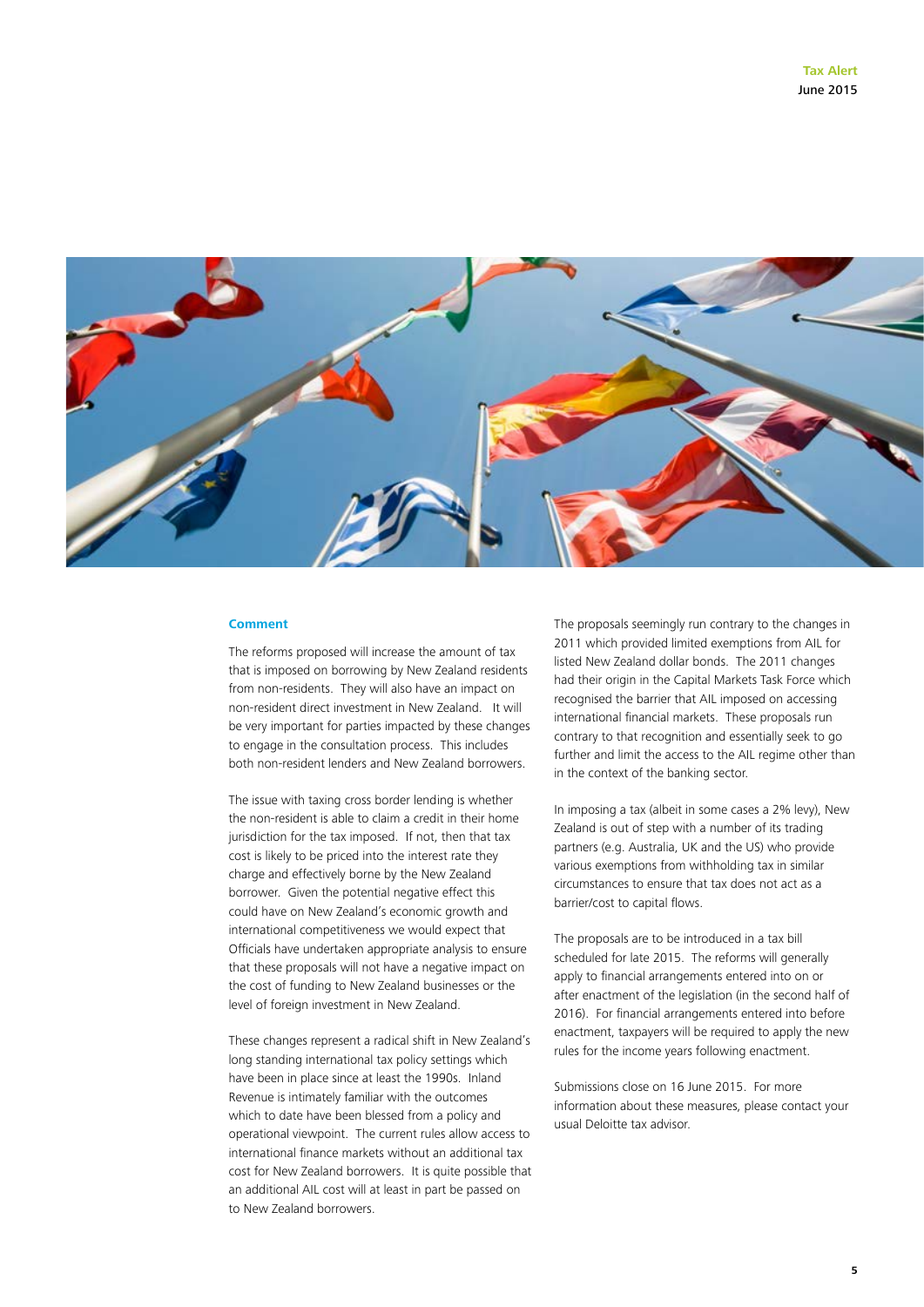## Comment

The reforms proposed will increase the amount of tax that is imposed on borrowing by New Zealand residents from non-residents. They will also have an impact on non-resident direct investment in New Zealand. It will be very important for parties impacted by these changes to engage in the consultation process. This includes both non-resident lenders and New Zealand borrowers.

The issue with taxing cross border lending is whether the non-resident is able to claim a credit in their home jurisdiction for the tax imposed. If not, then that tax cost is likely to be priced into the interest rate they charge and effectively borne by the New Zealand borrower. Given the potential negative effect this could have on New Zealand's economic growth and international competitiveness we would expect that Officials have undertaken appropriate analysis to ensure that these proposals will not have a negative impact on the cost of funding to New Zealand businesses or the level of foreign investment in New Zealand.

These changes represent a radical shift in New Zealand's long standing international tax policy settings which have been in place since at least the 1990s. Inland Revenue is intimately familiar with the outcomes which to date have been blessed from a policy and operational viewpoint. The current rules allow access to international finance markets without an additional tax cost for New Zealand borrowers. It is quite possible that an additional AIL cost will at least in part be passed on to New Zealand borrowers.

The proposals seemingly run contrary to the changes in 2011 which provided limited exemptions from AIL for listed New Zealand dollar bonds. The 2011 changes had their origin in the Capital Markets Task Force which recognised the barrier that AIL imposed on accessing international financial markets. These proposals run contrary to that recognition and essentially seek to go further and limit the access to the AIL regime other than in the context of the banking sector.

In imposing a tax (albeit in some cases a 2% levy), New Zealand is out of step with a number of its trading partners (e.g. Australia, UK and the US) who provide various exemptions from withholding tax in similar circumstances to ensure that tax does not act as a barrier/cost to capital flows.

The proposals are to be introduced in a tax bill scheduled for late 2015. The reforms will generally apply to financial arrangements entered into on or after enactment of the legislation (in the second half of 2016). For financial arrangements entered into before enactment, taxpayers will be required to apply the new rules for the income years following enactment.

Submissions close on 16 June 2015. For more information about these measures, please contact your usual Deloitte tax advisor.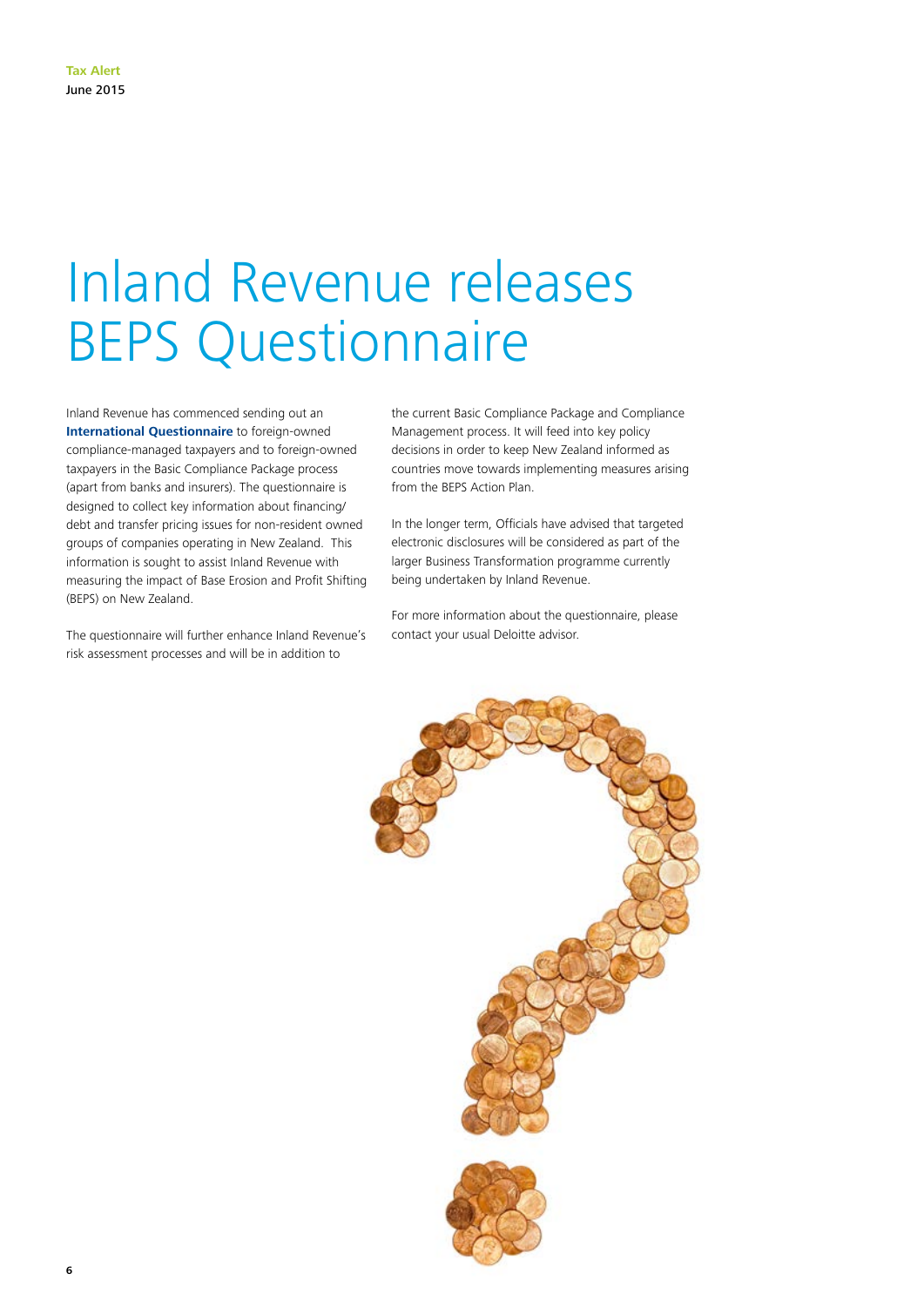# Inland Revenue releases BEPS Questionnaire

Inland Revenue has commenced sending out an **International Questionnaire** to foreign-owned compliance-managed taxpayers and to foreign-owned taxpayers in the Basic Compliance Package process (apart from banks and insurers). The questionnaire is designed to collect key information about financing/debt and transfer pricing issues for non-resident owned groups of companies operating in New Zealand. This information is sought to assist Inland Revenue with measuring the impact of Base Erosion and Profit Shifting (BEPS) on New Zealand.

The questionnaire will further enhance Inland Revenue's risk assessment processes and will be in addition to the current Basic Compliance Package and Compliance Management process. It will feed into key policy decisions in order to keep New Zealand informed as countries move towards implementing measures arising from the BEPS Action Plan.

In the longer term, Officials have advised that targeted electronic disclosures will be considered as part of the larger Business Transformation programme currently being undertaken by Inland Revenue.

For more information about the questionnaire, please contact your usual Deloitte advisor.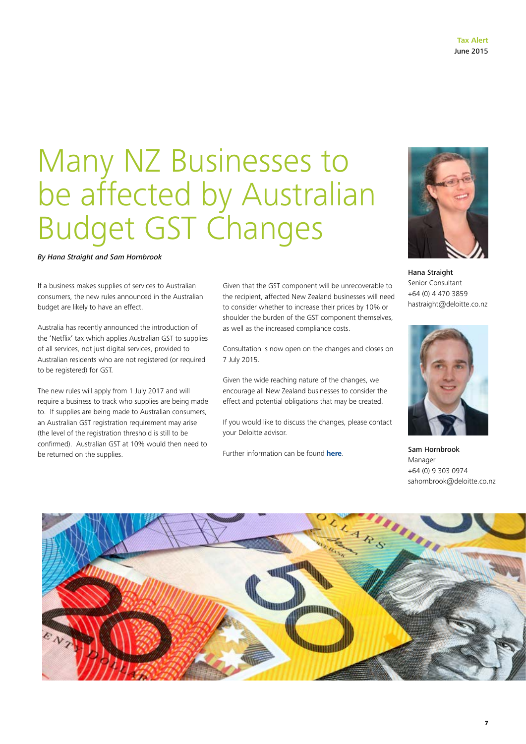# Many NZ Businesses to be affected by Australian Budget GST Changes

***By Hana Straight and Sam Hornbrook***

If a business makes supplies of services to Australian consumers, the new rules announced in the Australian budget are likely to have an effect.

Australia has recently announced the introduction of the 'Netflix' tax which applies Australian GST to supplies of all services, not just digital services, provided to Australian residents who are not registered (or required to be registered) for GST.

The new rules will apply from 1 July 2017 and will require a business to track who supplies are being made to. If supplies are being made to Australian consumers, an Australian GST registration requirement may arise (the level of the registration threshold is still to be confirmed). Australian GST at 10% would then need to be returned on the supplies.

Given that the GST component will be unrecoverable to the recipient, affected New Zealand businesses will need to consider whether to increase their prices by 10% or shoulder the burden of the GST component themselves, as well as the increased compliance costs.

Consultation is now open on the changes and closes on 7 July 2015.

Given the wide reaching nature of the changes, we encourage all New Zealand businesses to consider the effect and potential obligations that may be created.

If you would like to discuss the changes, please contact your Deloitte advisor.

Further information can be found **here**.

**Hana Straight**
Senior Consultant
+64 (0) 4 470 3859
hastraight@deloitte.co.nz

**Sam Hornbrook**
Manager
+64 (0) 9 303 0974
sahornbrook@deloitte.co.nz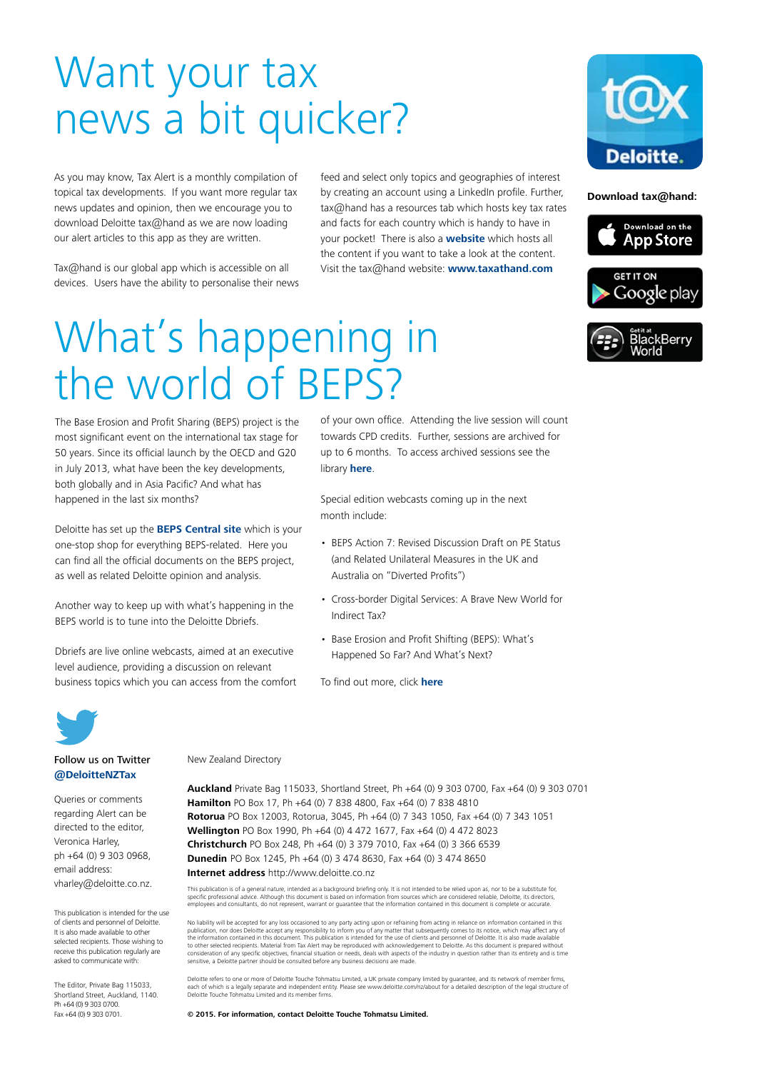# Want your tax news a bit quicker?

As you may know, Tax Alert is a monthly compilation of topical tax developments. If you want more regular tax news updates and opinion, then we encourage you to download Deloitte tax@hand as we are now loading our alert articles to this app as they are written.

Tax@hand is our global app which is accessible on all devices. Users have the ability to personalise their news feed and select only topics and geographies of interest by creating an account using a LinkedIn profile. Further, tax@hand has a resources tab which hosts key tax rates and facts for each country which is handy to have in your pocket! There is also a **website** which hosts all the content if you want to take a look at the content. Visit the tax@hand website: **www.taxathand.com**

**Download tax@hand:**

Download on the App Store

GET IT ON Google play

Get it at BlackBerry World

# What's happening in the world of BEPS?

The Base Erosion and Profit Sharing (BEPS) project is the most significant event on the international tax stage for 50 years. Since its official launch by the OECD and G20 in July 2013, what have been the key developments, both globally and in Asia Pacific? And what has happened in the last six months?

Deloitte has set up the **BEPS Central site** which is your one-stop shop for everything BEPS-related. Here you can find all the official documents on the BEPS project, as well as related Deloitte opinion and analysis.

Another way to keep up with what's happening in the BEPS world is to tune into the Deloitte Dbriefs.

Dbriefs are live online webcasts, aimed at an executive level audience, providing a discussion on relevant business topics which you can access from the comfort of your own office. Attending the live session will count towards CPD credits. Further, sessions are archived for up to 6 months. To access archived sessions see the library **here**.

Special edition webcasts coming up in the next month include:

- BEPS Action 7: Revised Discussion Draft on PE Status (and Related Unilateral Measures in the UK and Australia on "Diverted Profits")
- Cross-border Digital Services: A Brave New World for Indirect Tax?
- Base Erosion and Profit Shifting (BEPS): What's Happened So Far? And What's Next?

To find out more, click **here**

Follow us on Twitter **@DeloitteNZTax**

Queries or comments regarding Alert can be directed to the editor, Veronica Harley, ph +64 (0) 9 303 0968, email address: vharley@deloitte.co.nz.

This publication is intended for the use of clients and personnel of Deloitte. It is also made available to other selected recipients. Those wishing to receive this publication regularly are asked to communicate with:

The Editor, Private Bag 115033, Shortland Street, Auckland, 1140. Ph +64 (0) 9 303 0700. Fax +64 (0) 9 303 0701.

New Zealand Directory

**Auckland** Private Bag 115033, Shortland Street, Ph +64 (0) 9 303 0700, Fax +64 (0) 9 303 0701
**Hamilton** PO Box 17, Ph +64 (0) 7 838 4800, Fax +64 (0) 7 838 4810
**Rotorua** PO Box 12003, Rotorua, 3045, Ph +64 (0) 7 343 1050, Fax +64 (0) 7 343 1051
**Wellington** PO Box 1990, Ph +64 (0) 4 472 1677, Fax +64 (0) 4 472 8023
**Christchurch** PO Box 248, Ph +64 (0) 3 379 7010, Fax +64 (0) 3 366 6539
**Dunedin** PO Box 1245, Ph +64 (0) 3 474 8630, Fax +64 (0) 3 474 8650
**Internet address** http://www.deloitte.co.nz

This publication is of a general nature, intended as a background briefing only. It is not intended to be relied upon as, nor to be a substitute for, specific professional advice. Although this document is based on information from sources which are considered reliable, Deloitte, its directors, employees and consultants, do not represent, warrant or guarantee that the information contained in this document is complete or accurate.

No liability will be accepted for any loss occasioned to any party acting upon or refraining from acting in reliance on information contained in this publication, nor does Deloitte accept any responsibility to inform you of any matter that subsequently comes to its notice, which may affect any of the information contained in this document. This publication is intended for the use of clients and personnel of Deloitte. It is also made available to other selected recipients. Material from Tax Alert may be reproduced with acknowledgement to Deloitte. As this document is prepared without consideration of any specific objectives, financial situation or needs, deals with aspects of the industry in question rather than its entirety and is time sensitive, a Deloitte partner should be consulted before any business decisions are made.

Deloitte refers to one or more of Deloitte Touche Tohmatsu Limited, a UK private company limited by guarantee, and its network of member firms, each of which is a legally separate and independent entity. Please see www.deloitte.com/nz/about for a detailed description of the legal structure of Deloitte Touche Tohmatsu Limited and its member firms.

**© 2015. For information, contact Deloitte Touche Tohmatsu Limited.**